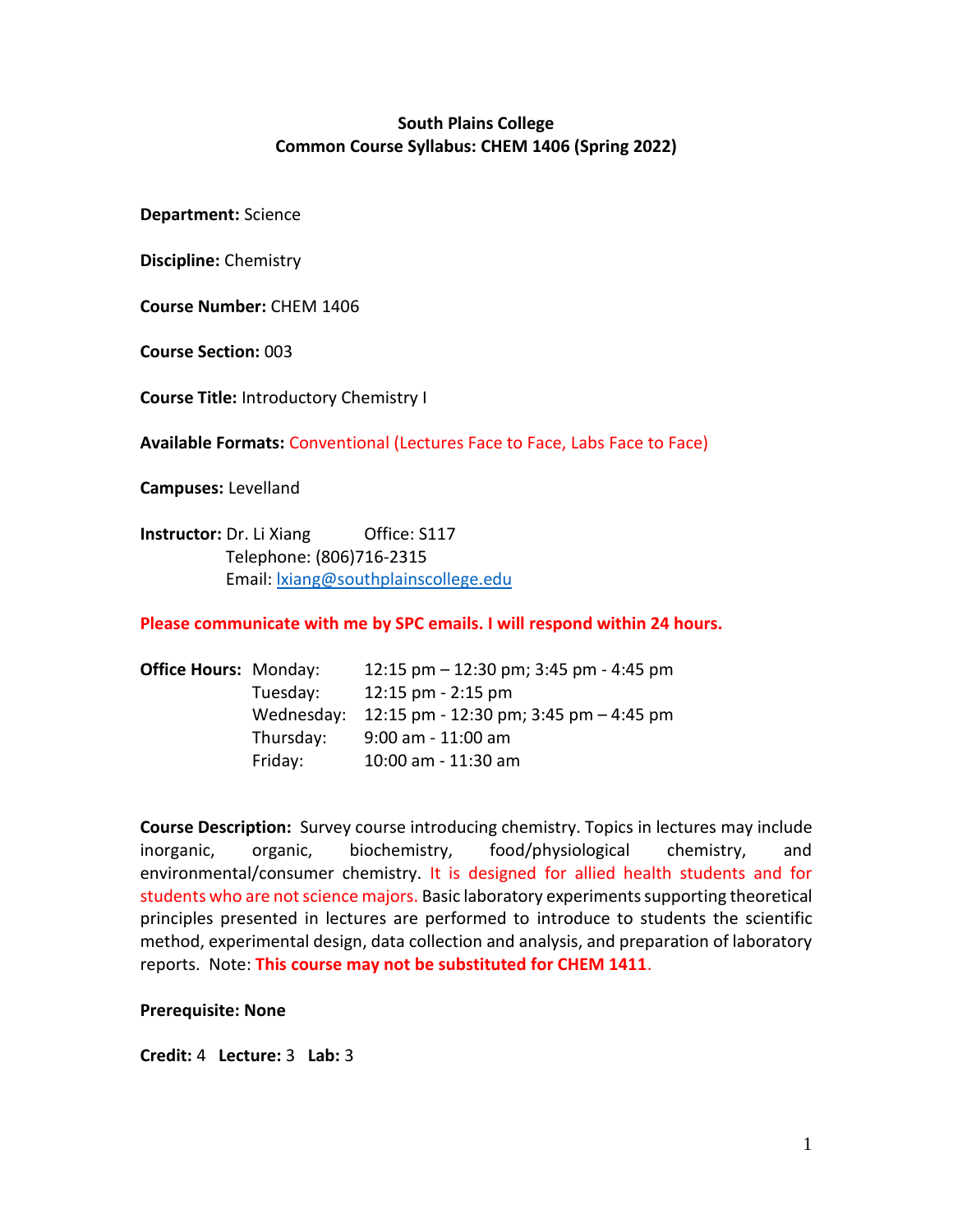**South Plains College**
**Common Course Syllabus: CHEM 1406 (Spring 2022)**

**Department:** Science

**Discipline:** Chemistry

**Course Number:** CHEM 1406

**Course Section:** 003

**Course Title:** Introductory Chemistry I

**Available Formats:** Conventional (Lectures Face to Face, Labs Face to Face)

**Campuses:** Levelland

**Instructor:** Dr. Li Xiang Office: S117
Telephone: (806)716-2315
Email: lxiang@southplainscollege.edu

**Please communicate with me by SPC emails. I will respond within 24 hours.**

**Office Hours:**

| Day | Hours |
|---|---|
| Monday: | 12:15 pm – 12:30 pm; 3:45 pm - 4:45 pm |
| Tuesday: | 12:15 pm - 2:15 pm |
| Wednesday: | 12:15 pm - 12:30 pm; 3:45 pm – 4:45 pm |
| Thursday: | 9:00 am - 11:00 am |
| Friday: | 10:00 am - 11:30 am |

**Course Description:** Survey course introducing chemistry. Topics in lectures may include inorganic, organic, biochemistry, food/physiological chemistry, and environmental/consumer chemistry. It is designed for allied health students and for students who are not science majors. Basic laboratory experiments supporting theoretical principles presented in lectures are performed to introduce to students the scientific method, experimental design, data collection and analysis, and preparation of laboratory reports. Note: **This course may not be substituted for CHEM 1411**.

**Prerequisite: None**

**Credit:** 4 **Lecture:** 3 **Lab:** 3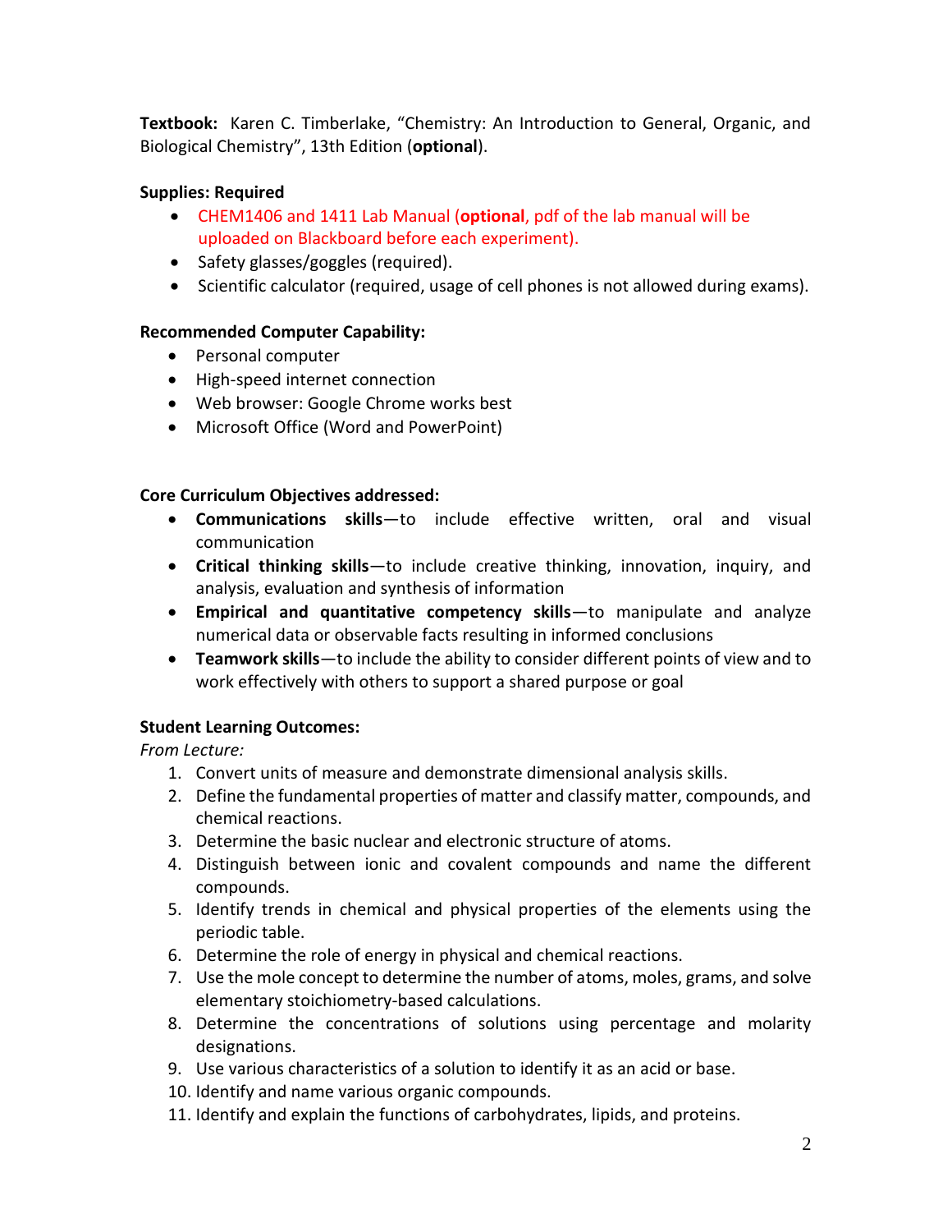**Textbook:** Karen C. Timberlake, “Chemistry: An Introduction to General, Organic, and Biological Chemistry”, 13th Edition (**optional**).

**Supplies: Required**

- CHEM1406 and 1411 Lab Manual (**optional**, pdf of the lab manual will be uploaded on Blackboard before each experiment).
- Safety glasses/goggles (required).
- Scientific calculator (required, usage of cell phones is not allowed during exams).

**Recommended Computer Capability:**

- Personal computer
- High-speed internet connection
- Web browser: Google Chrome works best
- Microsoft Office (Word and PowerPoint)

**Core Curriculum Objectives addressed:**

- **Communications skills**—to include effective written, oral and visual communication
- **Critical thinking skills**—to include creative thinking, innovation, inquiry, and analysis, evaluation and synthesis of information
- **Empirical and quantitative competency skills**—to manipulate and analyze numerical data or observable facts resulting in informed conclusions
- **Teamwork skills**—to include the ability to consider different points of view and to work effectively with others to support a shared purpose or goal

**Student Learning Outcomes:**

*From Lecture:*

1. Convert units of measure and demonstrate dimensional analysis skills.
2. Define the fundamental properties of matter and classify matter, compounds, and chemical reactions.
3. Determine the basic nuclear and electronic structure of atoms.
4. Distinguish between ionic and covalent compounds and name the different compounds.
5. Identify trends in chemical and physical properties of the elements using the periodic table.
6. Determine the role of energy in physical and chemical reactions.
7. Use the mole concept to determine the number of atoms, moles, grams, and solve elementary stoichiometry-based calculations.
8. Determine the concentrations of solutions using percentage and molarity designations.
9. Use various characteristics of a solution to identify it as an acid or base.
10. Identify and name various organic compounds.
11. Identify and explain the functions of carbohydrates, lipids, and proteins.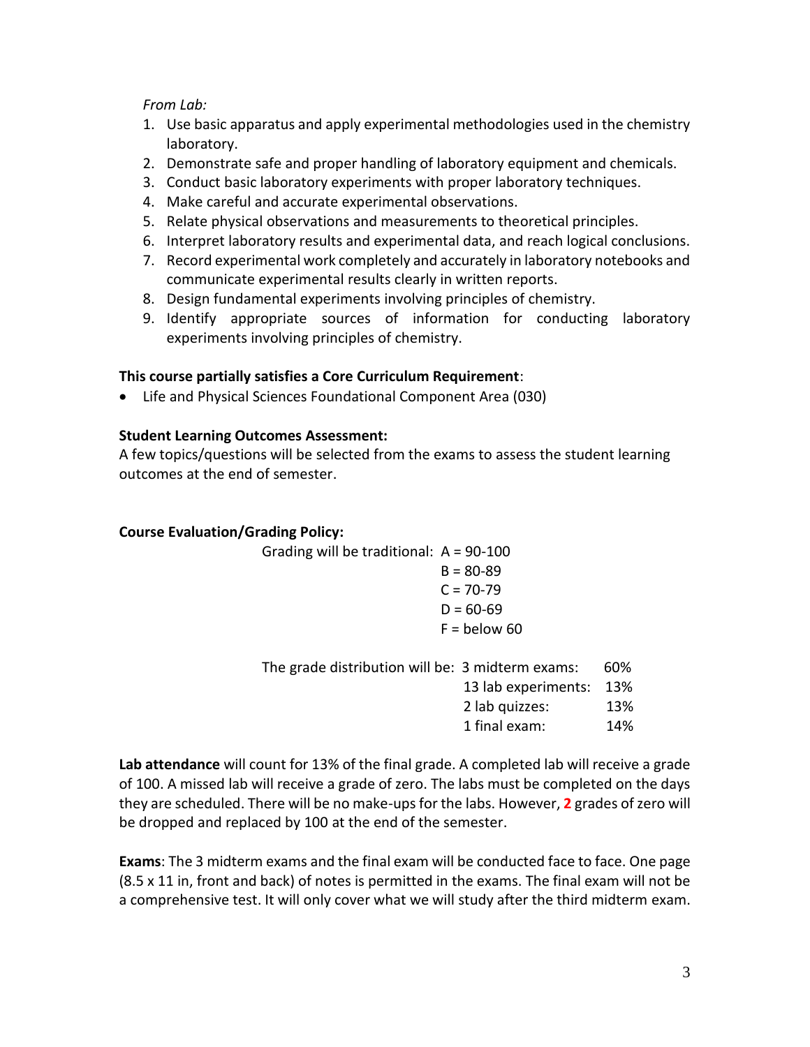*From Lab:*

1. Use basic apparatus and apply experimental methodologies used in the chemistry laboratory.
2. Demonstrate safe and proper handling of laboratory equipment and chemicals.
3. Conduct basic laboratory experiments with proper laboratory techniques.
4. Make careful and accurate experimental observations.
5. Relate physical observations and measurements to theoretical principles.
6. Interpret laboratory results and experimental data, and reach logical conclusions.
7. Record experimental work completely and accurately in laboratory notebooks and communicate experimental results clearly in written reports.
8. Design fundamental experiments involving principles of chemistry.
9. Identify appropriate sources of information for conducting laboratory experiments involving principles of chemistry.

**This course partially satisfies a Core Curriculum Requirement**:

- Life and Physical Sciences Foundational Component Area (030)

**Student Learning Outcomes Assessment:**

A few topics/questions will be selected from the exams to assess the student learning outcomes at the end of semester.

**Course Evaluation/Grading Policy:**

Grading will be traditional:
A = 90-100
B = 80-89
C = 70-79
D = 60-69
F = below 60

The grade distribution will be:

| | |
|---|---|
| 3 midterm exams: | 60% |
| 13 lab experiments: | 13% |
| 2 lab quizzes: | 13% |
| 1 final exam: | 14% |

**Lab attendance** will count for 13% of the final grade. A completed lab will receive a grade of 100. A missed lab will receive a grade of zero. The labs must be completed on the days they are scheduled. There will be no make-ups for the labs. However, **2** grades of zero will be dropped and replaced by 100 at the end of the semester.

**Exams**: The 3 midterm exams and the final exam will be conducted face to face. One page (8.5 x 11 in, front and back) of notes is permitted in the exams. The final exam will not be a comprehensive test. It will only cover what we will study after the third midterm exam.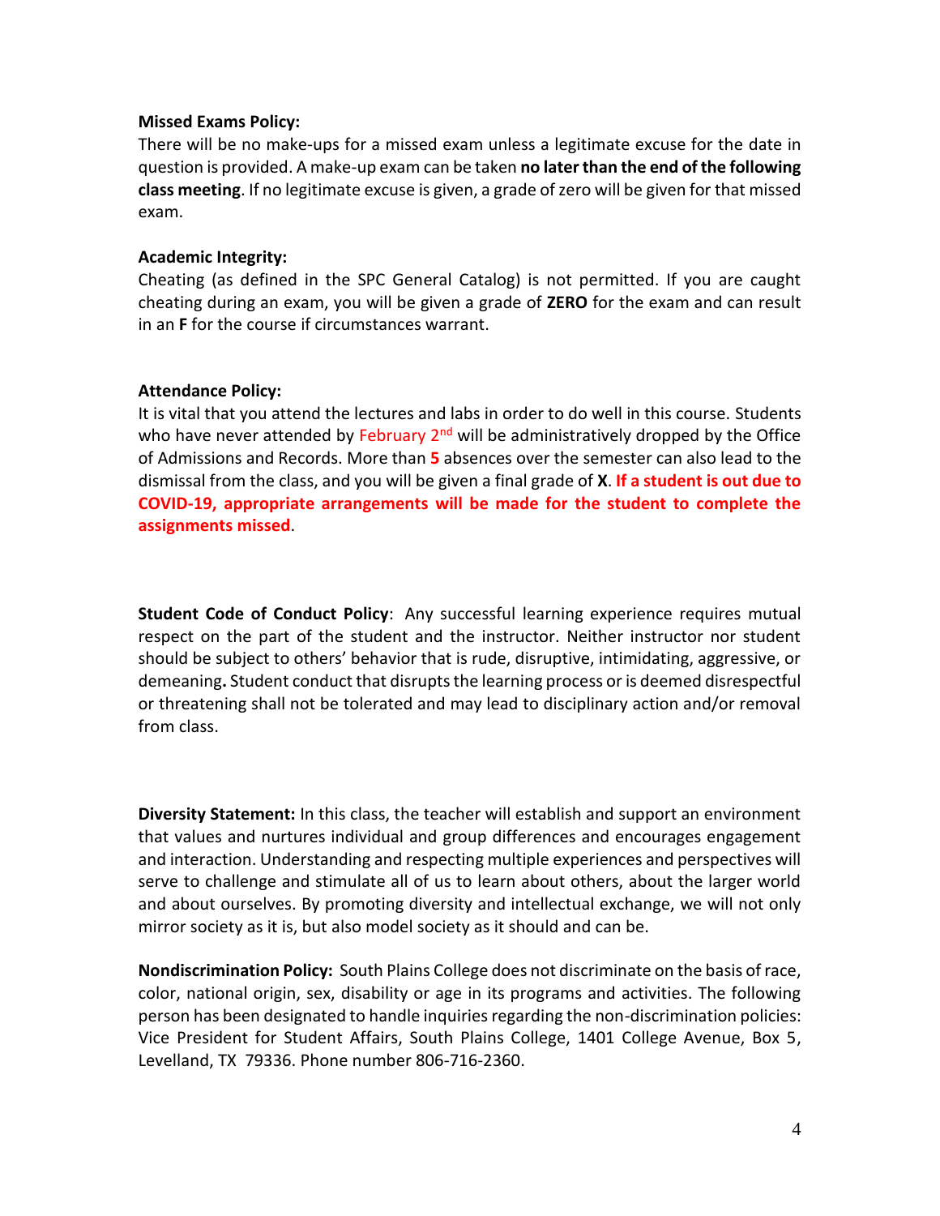**Missed Exams Policy:**
There will be no make-ups for a missed exam unless a legitimate excuse for the date in question is provided. A make-up exam can be taken **no later than the end of the following class meeting**. If no legitimate excuse is given, a grade of zero will be given for that missed exam.

**Academic Integrity:**
Cheating (as defined in the SPC General Catalog) is not permitted. If you are caught cheating during an exam, you will be given a grade of **ZERO** for the exam and can result in an **F** for the course if circumstances warrant.

**Attendance Policy:**
It is vital that you attend the lectures and labs in order to do well in this course. Students who have never attended by February 2nd will be administratively dropped by the Office of Admissions and Records. More than **5** absences over the semester can also lead to the dismissal from the class, and you will be given a final grade of **X**. **If a student is out due to COVID-19, appropriate arrangements will be made for the student to complete the assignments missed**.

**Student Code of Conduct Policy**: Any successful learning experience requires mutual respect on the part of the student and the instructor. Neither instructor nor student should be subject to others' behavior that is rude, disruptive, intimidating, aggressive, or demeaning**.** Student conduct that disrupts the learning process or is deemed disrespectful or threatening shall not be tolerated and may lead to disciplinary action and/or removal from class.

**Diversity Statement:** In this class, the teacher will establish and support an environment that values and nurtures individual and group differences and encourages engagement and interaction. Understanding and respecting multiple experiences and perspectives will serve to challenge and stimulate all of us to learn about others, about the larger world and about ourselves. By promoting diversity and intellectual exchange, we will not only mirror society as it is, but also model society as it should and can be.

**Nondiscrimination Policy:** South Plains College does not discriminate on the basis of race, color, national origin, sex, disability or age in its programs and activities. The following person has been designated to handle inquiries regarding the non-discrimination policies: Vice President for Student Affairs, South Plains College, 1401 College Avenue, Box 5, Levelland, TX 79336. Phone number 806-716-2360.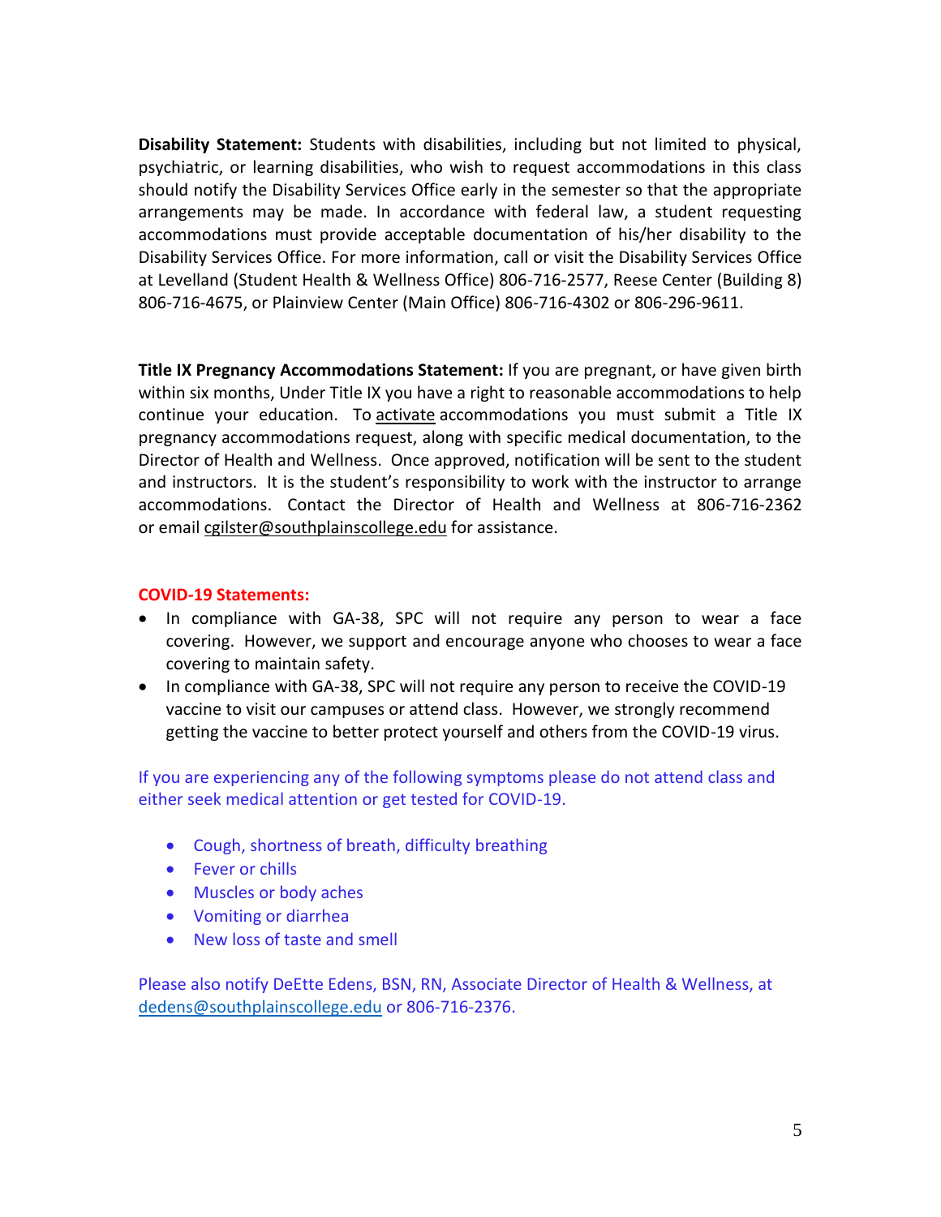**Disability Statement:** Students with disabilities, including but not limited to physical, psychiatric, or learning disabilities, who wish to request accommodations in this class should notify the Disability Services Office early in the semester so that the appropriate arrangements may be made. In accordance with federal law, a student requesting accommodations must provide acceptable documentation of his/her disability to the Disability Services Office. For more information, call or visit the Disability Services Office at Levelland (Student Health & Wellness Office) 806-716-2577, Reese Center (Building 8) 806-716-4675, or Plainview Center (Main Office) 806-716-4302 or 806-296-9611.

**Title IX Pregnancy Accommodations Statement:** If you are pregnant, or have given birth within six months, Under Title IX you have a right to reasonable accommodations to help continue your education. To activate accommodations you must submit a Title IX pregnancy accommodations request, along with specific medical documentation, to the Director of Health and Wellness. Once approved, notification will be sent to the student and instructors. It is the student's responsibility to work with the instructor to arrange accommodations. Contact the Director of Health and Wellness at 806-716-2362 or email cgilster@southplainscollege.edu for assistance.

**COVID-19 Statements:**

- In compliance with GA-38, SPC will not require any person to wear a face covering. However, we support and encourage anyone who chooses to wear a face covering to maintain safety.
- In compliance with GA-38, SPC will not require any person to receive the COVID-19 vaccine to visit our campuses or attend class. However, we strongly recommend getting the vaccine to better protect yourself and others from the COVID-19 virus.

If you are experiencing any of the following symptoms please do not attend class and either seek medical attention or get tested for COVID-19.

- Cough, shortness of breath, difficulty breathing
- Fever or chills
- Muscles or body aches
- Vomiting or diarrhea
- New loss of taste and smell

Please also notify DeEtte Edens, BSN, RN, Associate Director of Health & Wellness, at dedens@southplainscollege.edu or 806-716-2376.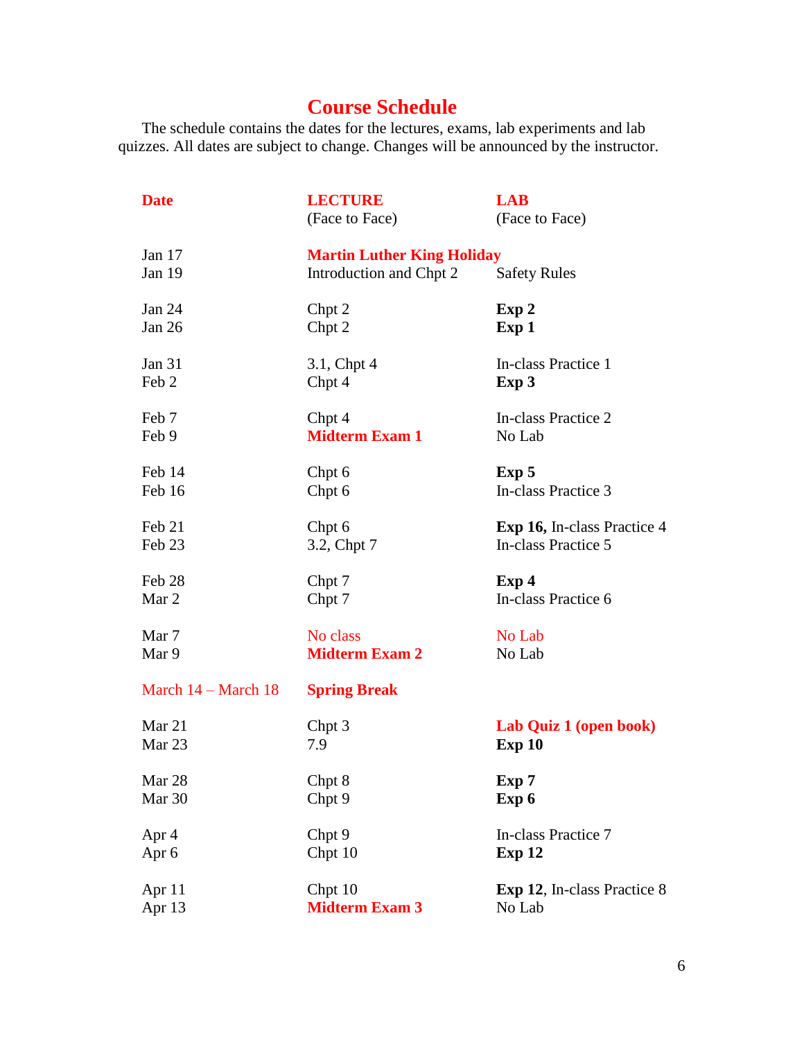# Course Schedule

The schedule contains the dates for the lectures, exams, lab experiments and lab quizzes. All dates are subject to change. Changes will be announced by the instructor.

| **Date** | **LECTURE** (Face to Face) | **LAB** (Face to Face) |
|---|---|---|
| Jan 17 | **Martin Luther King Holiday** | |
| Jan 19 | Introduction and Chpt 2 | Safety Rules |
| Jan 24 | Chpt 2 | **Exp 2** |
| Jan 26 | Chpt 2 | **Exp 1** |
| Jan 31 | 3.1, Chpt 4 | In-class Practice 1 |
| Feb 2 | Chpt 4 | **Exp 3** |
| Feb 7 | Chpt 4 | In-class Practice 2 |
| Feb 9 | **Midterm Exam 1** | No Lab |
| Feb 14 | Chpt 6 | **Exp 5** |
| Feb 16 | Chpt 6 | In-class Practice 3 |
| Feb 21 | Chpt 6 | **Exp 16,** In-class Practice 4 |
| Feb 23 | 3.2, Chpt 7 | In-class Practice 5 |
| Feb 28 | Chpt 7 | **Exp 4** |
| Mar 2 | Chpt 7 | In-class Practice 6 |
| Mar 7 | No class | No Lab |
| Mar 9 | **Midterm Exam 2** | No Lab |
| March 14 – March 18 | **Spring Break** | |
| Mar 21 | Chpt 3 | **Lab Quiz 1 (open book)** |
| Mar 23 | 7.9 | **Exp 10** |
| Mar 28 | Chpt 8 | **Exp 7** |
| Mar 30 | Chpt 9 | **Exp 6** |
| Apr 4 | Chpt 9 | In-class Practice 7 |
| Apr 6 | Chpt 10 | **Exp 12** |
| Apr 11 | Chpt 10 | **Exp 12**, In-class Practice 8 |
| Apr 13 | **Midterm Exam 3** | No Lab |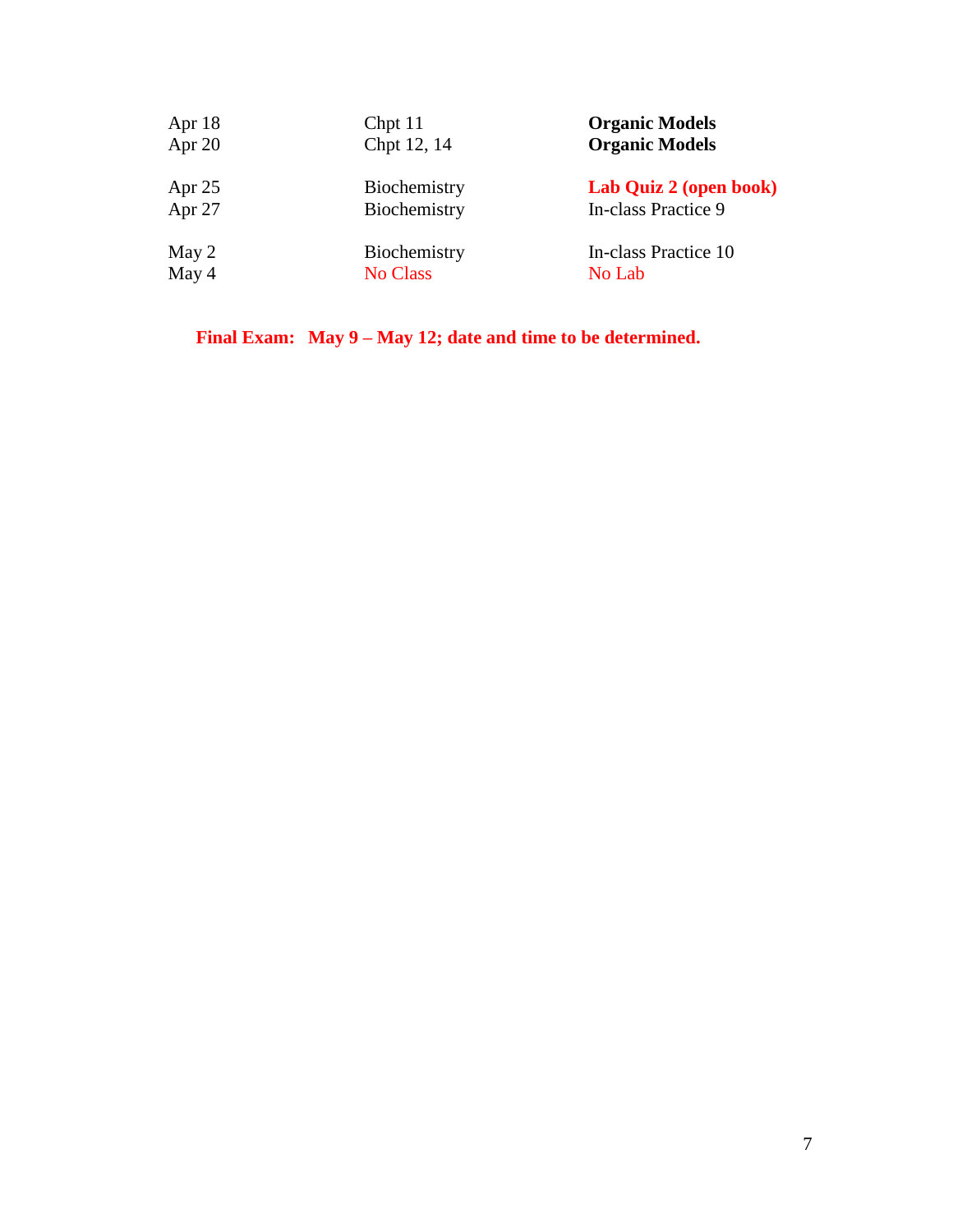| | | |
|---|---|---|
| Apr 18 | Chpt 11 | **Organic Models** |
| Apr 20 | Chpt 12, 14 | **Organic Models** |
| Apr 25 | Biochemistry | **Lab Quiz 2 (open book)** |
| Apr 27 | Biochemistry | In-class Practice 9 |
| May 2 | Biochemistry | In-class Practice 10 |
| May 4 | No Class | No Lab |

**Final Exam: May 9 – May 12; date and time to be determined.**